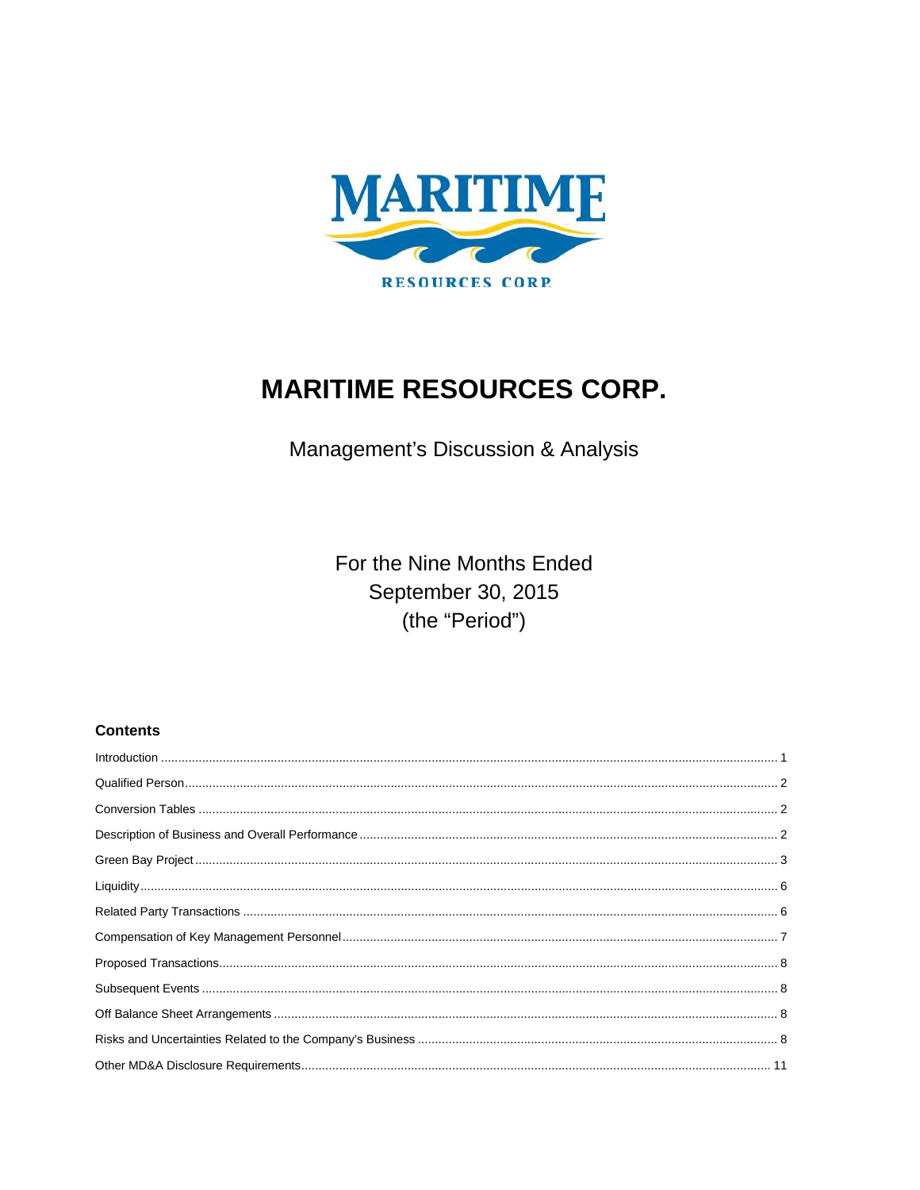# MARITIME RESOURCES CORP.

Management's Discussion & Analysis

For the Nine Months Ended
September 30, 2015
(the "Period")

## Contents

| | |
|---|---|
| Introduction | 1 |
| Qualified Person | 2 |
| Conversion Tables | 2 |
| Description of Business and Overall Performance | 2 |
| Green Bay Project | 3 |
| Liquidity | 6 |
| Related Party Transactions | 6 |
| Compensation of Key Management Personnel | 7 |
| Proposed Transactions | 8 |
| Subsequent Events | 8 |
| Off Balance Sheet Arrangements | 8 |
| Risks and Uncertainties Related to the Company's Business | 8 |
| Other MD&A Disclosure Requirements | 11 |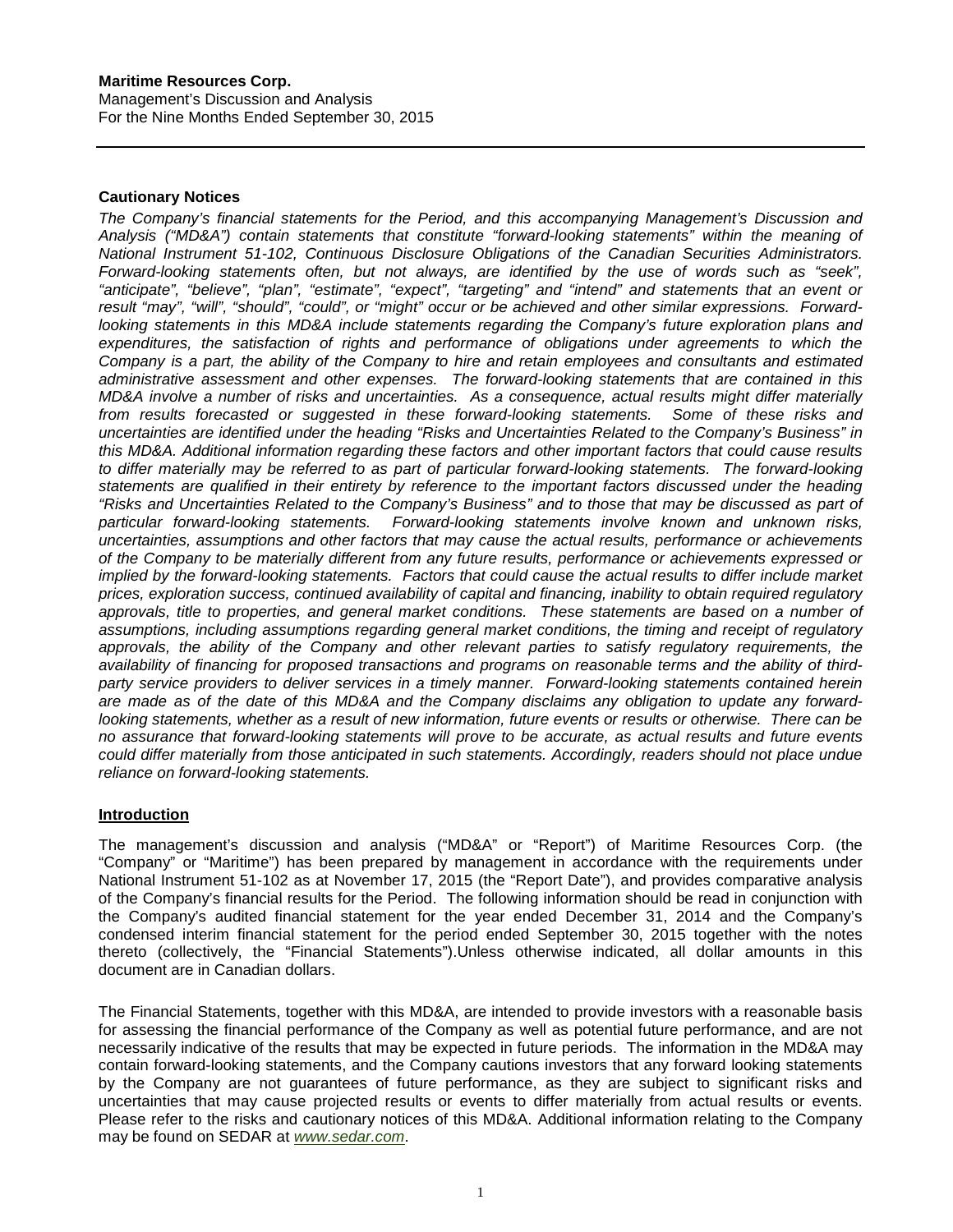**Maritime Resources Corp.**
Management's Discussion and Analysis
For the Nine Months Ended September 30, 2015

---

**Cautionary Notices**

*The Company's financial statements for the Period, and this accompanying Management's Discussion and Analysis ("MD&A") contain statements that constitute "forward-looking statements" within the meaning of National Instrument 51-102, Continuous Disclosure Obligations of the Canadian Securities Administrators. Forward-looking statements often, but not always, are identified by the use of words such as "seek", "anticipate", "believe", "plan", "estimate", "expect", "targeting" and "intend" and statements that an event or result "may", "will", "should", "could", or "might" occur or be achieved and other similar expressions. Forward-looking statements in this MD&A include statements regarding the Company's future exploration plans and expenditures, the satisfaction of rights and performance of obligations under agreements to which the Company is a part, the ability of the Company to hire and retain employees and consultants and estimated administrative assessment and other expenses. The forward-looking statements that are contained in this MD&A involve a number of risks and uncertainties. As a consequence, actual results might differ materially from results forecasted or suggested in these forward-looking statements. Some of these risks and uncertainties are identified under the heading "Risks and Uncertainties Related to the Company's Business" in this MD&A. Additional information regarding these factors and other important factors that could cause results to differ materially may be referred to as part of particular forward-looking statements. The forward-looking statements are qualified in their entirety by reference to the important factors discussed under the heading "Risks and Uncertainties Related to the Company's Business" and to those that may be discussed as part of particular forward-looking statements. Forward-looking statements involve known and unknown risks, uncertainties, assumptions and other factors that may cause the actual results, performance or achievements of the Company to be materially different from any future results, performance or achievements expressed or implied by the forward-looking statements. Factors that could cause the actual results to differ include market prices, exploration success, continued availability of capital and financing, inability to obtain required regulatory approvals, title to properties, and general market conditions. These statements are based on a number of assumptions, including assumptions regarding general market conditions, the timing and receipt of regulatory approvals, the ability of the Company and other relevant parties to satisfy regulatory requirements, the availability of financing for proposed transactions and programs on reasonable terms and the ability of third-party service providers to deliver services in a timely manner. Forward-looking statements contained herein are made as of the date of this MD&A and the Company disclaims any obligation to update any forward-looking statements, whether as a result of new information, future events or results or otherwise. There can be no assurance that forward-looking statements will prove to be accurate, as actual results and future events could differ materially from those anticipated in such statements. Accordingly, readers should not place undue reliance on forward-looking statements.*

**Introduction**

The management's discussion and analysis ("MD&A" or "Report") of Maritime Resources Corp. (the "Company" or "Maritime") has been prepared by management in accordance with the requirements under National Instrument 51-102 as at November 17, 2015 (the "Report Date"), and provides comparative analysis of the Company's financial results for the Period. The following information should be read in conjunction with the Company's audited financial statement for the year ended December 31, 2014 and the Company's condensed interim financial statement for the period ended September 30, 2015 together with the notes thereto (collectively, the "Financial Statements").Unless otherwise indicated, all dollar amounts in this document are in Canadian dollars.

The Financial Statements, together with this MD&A, are intended to provide investors with a reasonable basis for assessing the financial performance of the Company as well as potential future performance, and are not necessarily indicative of the results that may be expected in future periods. The information in the MD&A may contain forward-looking statements, and the Company cautions investors that any forward looking statements by the Company are not guarantees of future performance, as they are subject to significant risks and uncertainties that may cause projected results or events to differ materially from actual results or events. Please refer to the risks and cautionary notices of this MD&A. Additional information relating to the Company may be found on SEDAR at *www.sedar.com*.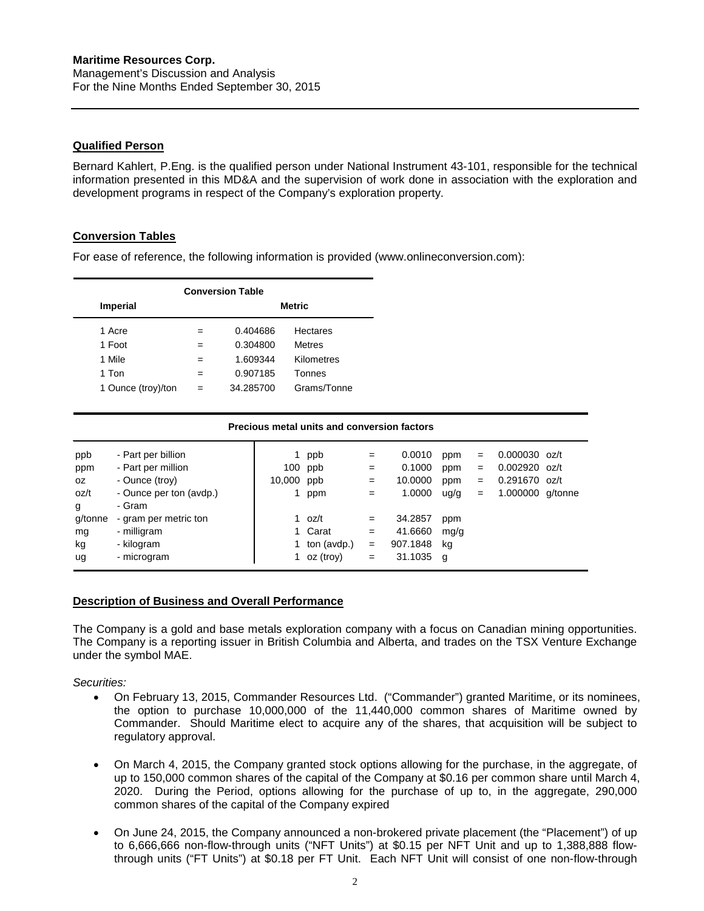## Qualified Person

Bernard Kahlert, P.Eng. is the qualified person under National Instrument 43-101, responsible for the technical information presented in this MD&A and the supervision of work done in association with the exploration and development programs in respect of the Company's exploration property.

## Conversion Tables

For ease of reference, the following information is provided (www.onlineconversion.com):

| Conversion Table | | | |
|---|---|---|---|
| **Imperial** | | **Metric** | |
| 1 Acre | = | 0.404686 | Hectares |
| 1 Foot | = | 0.304800 | Metres |
| 1 Mile | = | 1.609344 | Kilometres |
| 1 Ton | = | 0.907185 | Tonnes |
| 1 Ounce (troy)/ton | = | 34.285700 | Grams/Tonne |

**Precious metal units and conversion factors**

| | | | | | | | | | | |
|---|---|---|---|---|---|---|---|---|---|---|
| ppb | - Part per billion | 1 | ppb | = | 0.0010 | ppm | = | 0.000030 | oz/t |
| ppm | - Part per million | 100 | ppb | = | 0.1000 | ppm | = | 0.002920 | oz/t |
| oz | - Ounce (troy) | 10,000 | ppb | = | 10.0000 | ppm | = | 0.291670 | oz/t |
| oz/t | - Ounce per ton (avdp.) | 1 | ppm | = | 1.0000 | ug/g | = | 1.000000 | g/tonne |
| g | - Gram | | | | | | | | |
| g/tonne | - gram per metric ton | 1 | oz/t | = | 34.2857 | ppm | | | |
| mg | - milligram | 1 | Carat | = | 41.6660 | mg/g | | | |
| kg | - kilogram | 1 | ton (avdp.) | = | 907.1848 | kg | | | |
| ug | - microgram | 1 | oz (troy) | = | 31.1035 | g | | | |

## Description of Business and Overall Performance

The Company is a gold and base metals exploration company with a focus on Canadian mining opportunities. The Company is a reporting issuer in British Columbia and Alberta, and trades on the TSX Venture Exchange under the symbol MAE.

*Securities:*

- On February 13, 2015, Commander Resources Ltd. ("Commander") granted Maritime, or its nominees, the option to purchase 10,000,000 of the 11,440,000 common shares of Maritime owned by Commander. Should Maritime elect to acquire any of the shares, that acquisition will be subject to regulatory approval.

- On March 4, 2015, the Company granted stock options allowing for the purchase, in the aggregate, of up to 150,000 common shares of the capital of the Company at $0.16 per common share until March 4, 2020. During the Period, options allowing for the purchase of up to, in the aggregate, 290,000 common shares of the capital of the Company expired

- On June 24, 2015, the Company announced a non-brokered private placement (the "Placement") of up to 6,666,666 non-flow-through units ("NFT Units") at $0.15 per NFT Unit and up to 1,388,888 flow-through units ("FT Units") at $0.18 per FT Unit. Each NFT Unit will consist of one non-flow-through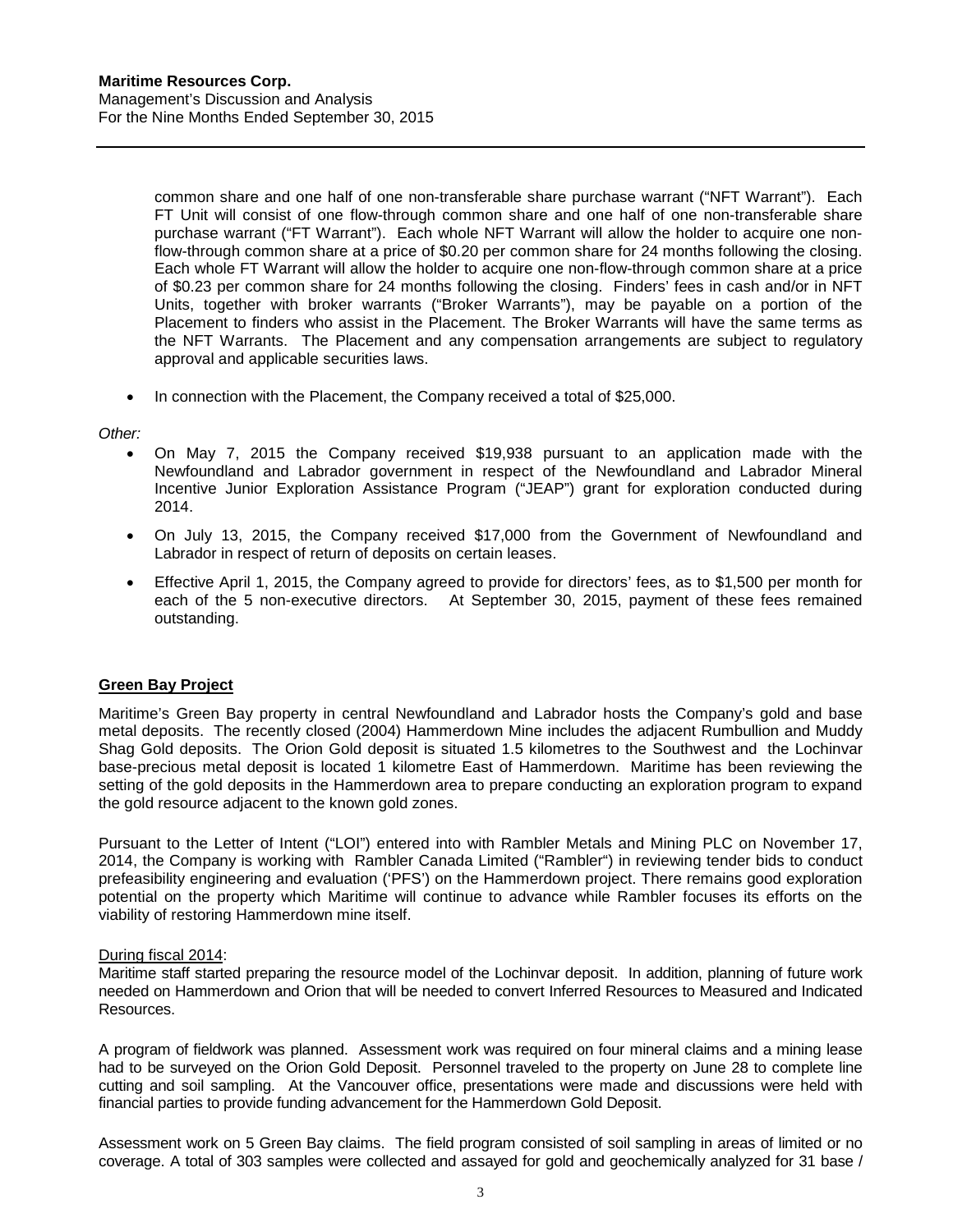common share and one half of one non-transferable share purchase warrant ("NFT Warrant"). Each FT Unit will consist of one flow-through common share and one half of one non-transferable share purchase warrant ("FT Warrant"). Each whole NFT Warrant will allow the holder to acquire one non-flow-through common share at a price of $0.20 per common share for 24 months following the closing. Each whole FT Warrant will allow the holder to acquire one non-flow-through common share at a price of $0.23 per common share for 24 months following the closing. Finders' fees in cash and/or in NFT Units, together with broker warrants ("Broker Warrants"), may be payable on a portion of the Placement to finders who assist in the Placement. The Broker Warrants will have the same terms as the NFT Warrants. The Placement and any compensation arrangements are subject to regulatory approval and applicable securities laws.

- In connection with the Placement, the Company received a total of $25,000.

*Other:*

- On May 7, 2015 the Company received $19,938 pursuant to an application made with the Newfoundland and Labrador government in respect of the Newfoundland and Labrador Mineral Incentive Junior Exploration Assistance Program ("JEAP") grant for exploration conducted during 2014.
- On July 13, 2015, the Company received $17,000 from the Government of Newfoundland and Labrador in respect of return of deposits on certain leases.
- Effective April 1, 2015, the Company agreed to provide for directors' fees, as to $1,500 per month for each of the 5 non-executive directors. At September 30, 2015, payment of these fees remained outstanding.

## Green Bay Project

Maritime's Green Bay property in central Newfoundland and Labrador hosts the Company's gold and base metal deposits. The recently closed (2004) Hammerdown Mine includes the adjacent Rumbullion and Muddy Shag Gold deposits. The Orion Gold deposit is situated 1.5 kilometres to the Southwest and the Lochinvar base-precious metal deposit is located 1 kilometre East of Hammerdown. Maritime has been reviewing the setting of the gold deposits in the Hammerdown area to prepare conducting an exploration program to expand the gold resource adjacent to the known gold zones.

Pursuant to the Letter of Intent ("LOI") entered into with Rambler Metals and Mining PLC on November 17, 2014, the Company is working with Rambler Canada Limited ("Rambler") in reviewing tender bids to conduct prefeasibility engineering and evaluation ('PFS') on the Hammerdown project. There remains good exploration potential on the property which Maritime will continue to advance while Rambler focuses its efforts on the viability of restoring Hammerdown mine itself.

During fiscal 2014:

Maritime staff started preparing the resource model of the Lochinvar deposit. In addition, planning of future work needed on Hammerdown and Orion that will be needed to convert Inferred Resources to Measured and Indicated Resources.

A program of fieldwork was planned. Assessment work was required on four mineral claims and a mining lease had to be surveyed on the Orion Gold Deposit. Personnel traveled to the property on June 28 to complete line cutting and soil sampling. At the Vancouver office, presentations were made and discussions were held with financial parties to provide funding advancement for the Hammerdown Gold Deposit.

Assessment work on 5 Green Bay claims. The field program consisted of soil sampling in areas of limited or no coverage. A total of 303 samples were collected and assayed for gold and geochemically analyzed for 31 base /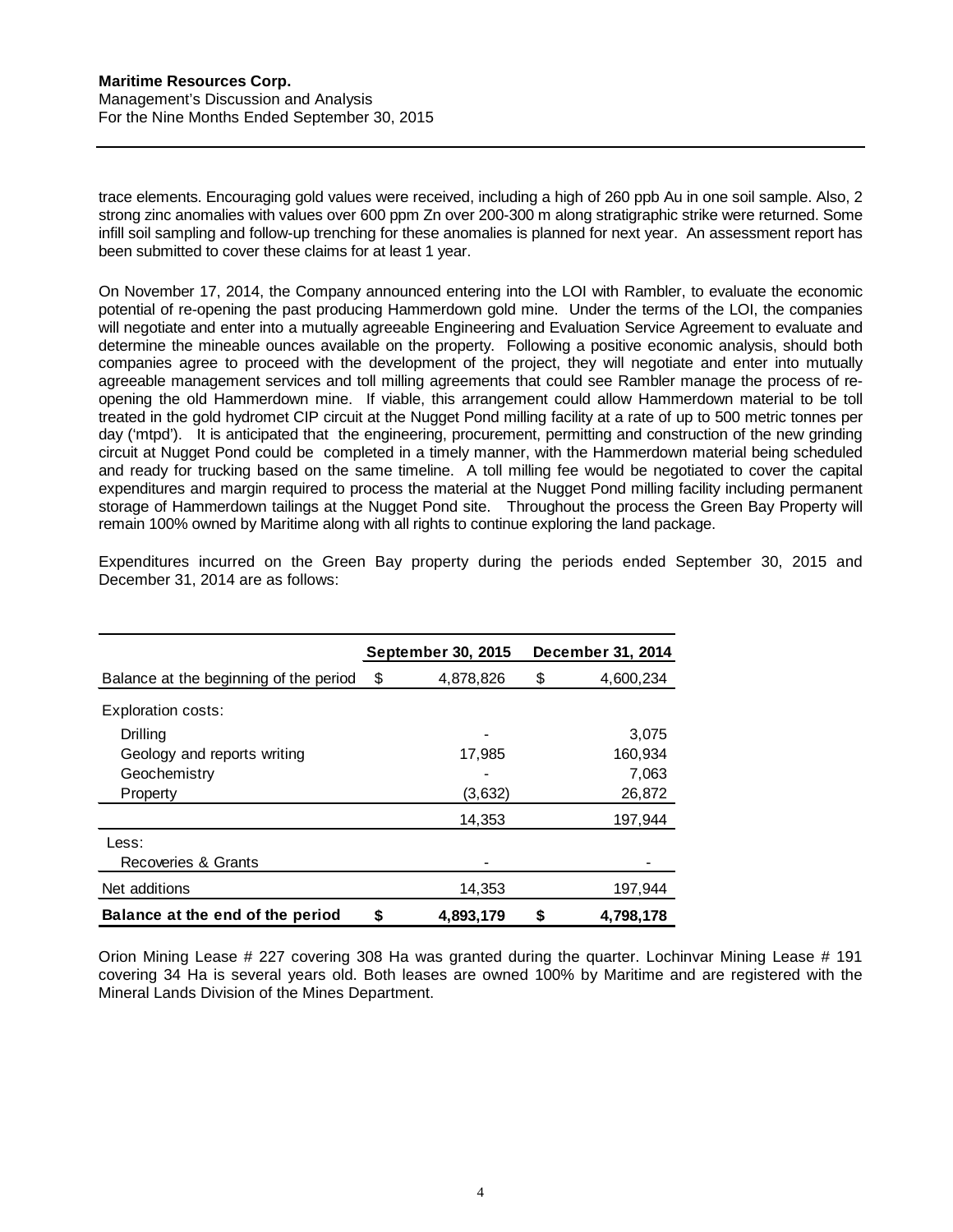trace elements. Encouraging gold values were received, including a high of 260 ppb Au in one soil sample. Also, 2 strong zinc anomalies with values over 600 ppm Zn over 200-300 m along stratigraphic strike were returned. Some infill soil sampling and follow-up trenching for these anomalies is planned for next year. An assessment report has been submitted to cover these claims for at least 1 year.

On November 17, 2014, the Company announced entering into the LOI with Rambler, to evaluate the economic potential of re-opening the past producing Hammerdown gold mine. Under the terms of the LOI, the companies will negotiate and enter into a mutually agreeable Engineering and Evaluation Service Agreement to evaluate and determine the mineable ounces available on the property. Following a positive economic analysis, should both companies agree to proceed with the development of the project, they will negotiate and enter into mutually agreeable management services and toll milling agreements that could see Rambler manage the process of re-opening the old Hammerdown mine. If viable, this arrangement could allow Hammerdown material to be toll treated in the gold hydromet CIP circuit at the Nugget Pond milling facility at a rate of up to 500 metric tonnes per day ('mtpd'). It is anticipated that the engineering, procurement, permitting and construction of the new grinding circuit at Nugget Pond could be completed in a timely manner, with the Hammerdown material being scheduled and ready for trucking based on the same timeline. A toll milling fee would be negotiated to cover the capital expenditures and margin required to process the material at the Nugget Pond milling facility including permanent storage of Hammerdown tailings at the Nugget Pond site. Throughout the process the Green Bay Property will remain 100% owned by Maritime along with all rights to continue exploring the land package.

Expenditures incurred on the Green Bay property during the periods ended September 30, 2015 and December 31, 2014 are as follows:

| | September 30, 2015 | December 31, 2014 |
|---|---|---|
| Balance at the beginning of the period | $ 4,878,826 | $ 4,600,234 |
| Exploration costs: | | |
| Drilling | - | 3,075 |
| Geology and reports writing | 17,985 | 160,934 |
| Geochemistry | - | 7,063 |
| Property | (3,632) | 26,872 |
| | 14,353 | 197,944 |
| Less: | | |
| Recoveries & Grants | - | - |
| Net additions | 14,353 | 197,944 |
| **Balance at the end of the period** | **$ 4,893,179** | **$ 4,798,178** |

Orion Mining Lease # 227 covering 308 Ha was granted during the quarter. Lochinvar Mining Lease # 191 covering 34 Ha is several years old. Both leases are owned 100% by Maritime and are registered with the Mineral Lands Division of the Mines Department.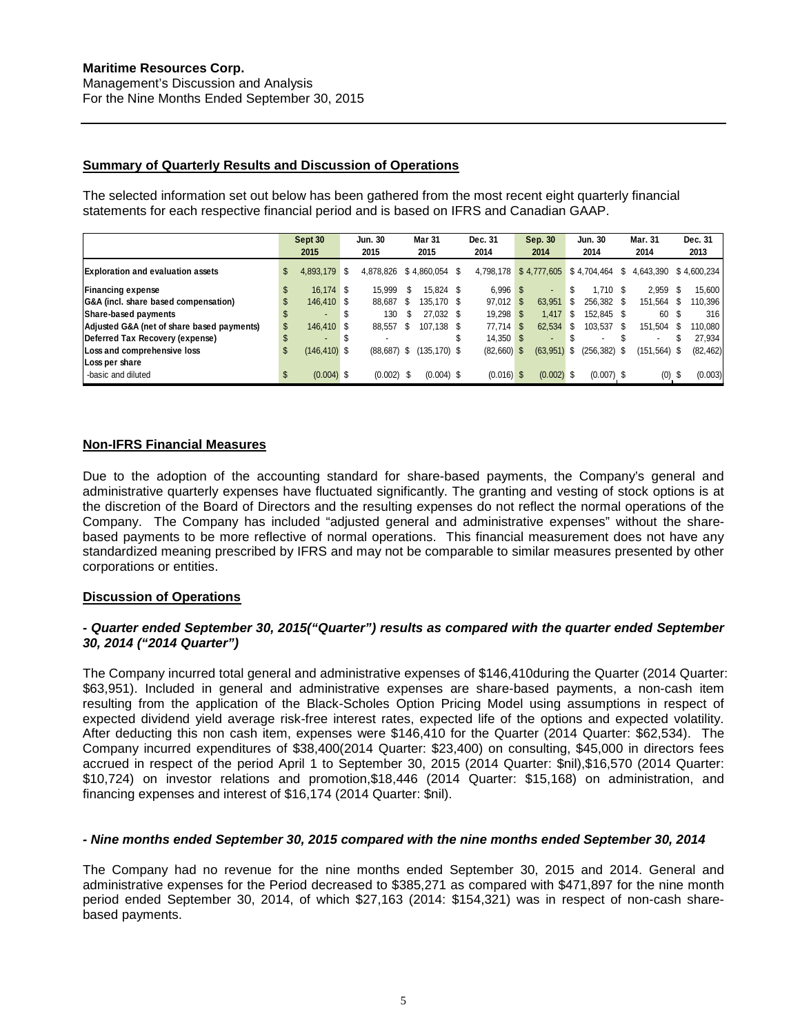## Summary of Quarterly Results and Discussion of Operations

The selected information set out below has been gathered from the most recent eight quarterly financial statements for each respective financial period and is based on IFRS and Canadian GAAP.

| | Sept 30 2015 | Jun. 30 2015 | Mar 31 2015 | Dec. 31 2014 | Sep. 30 2014 | Jun. 30 2014 | Mar. 31 2014 | Dec. 31 2013 |
|---|---|---|---|---|---|---|---|---|
| Exploration and evaluation assets | $ 4,893,179 | $ 4,878,826 | $ 4,860,054 | $ 4,798,178 | $ 4,777,605 | $ 4,704,464 | $ 4,643,390 | $ 4,600,234 |
| Financing expense | $ 16,174 | $ 15,999 | $ 15,824 | $ 6,996 | $ - | $ 1,710 | $ 2,959 | $ 15,600 |
| G&A (incl. share based compensation) | $ 146,410 | $ 88,687 | $ 135,170 | $ 97,012 | $ 63,951 | $ 256,382 | $ 151,564 | $ 110,396 |
| Share-based payments | $ - | $ 130 | $ 27,032 | $ 19,298 | $ 1,417 | $ 152,845 | $ 60 | $ 316 |
| Adjusted G&A (net of share based payments) | $ 146,410 | $ 88,557 | $ 107,138 | $ 77,714 | $ 62,534 | $ 103,537 | $ 151,504 | $ 110,080 |
| Deferred Tax Recovery (expense) | $ - | $ - | | $ 14,350 | $ - | $ - | $ - | $ 27,934 |
| Loss and comprehensive loss | $ (146,410) | $ (88,687) | $ (135,170) | $ (82,660) | $ (63,951) | $ (256,382) | $ (151,564) | $ (82,462) |
| Loss per share | | | | | | | | |
| -basic and diluted | $ (0.004) | $ (0.002) | $ (0.004) | $ (0.016) | $ (0.002) | $ (0.007) | $ (0) | $ (0.003) |

## Non-IFRS Financial Measures

Due to the adoption of the accounting standard for share-based payments, the Company's general and administrative quarterly expenses have fluctuated significantly. The granting and vesting of stock options is at the discretion of the Board of Directors and the resulting expenses do not reflect the normal operations of the Company. The Company has included "adjusted general and administrative expenses" without the share-based payments to be more reflective of normal operations. This financial measurement does not have any standardized meaning prescribed by IFRS and may not be comparable to similar measures presented by other corporations or entities.

## Discussion of Operations

### *- Quarter ended September 30, 2015("Quarter") results as compared with the quarter ended September 30, 2014 ("2014 Quarter")*

The Company incurred total general and administrative expenses of $146,410during the Quarter (2014 Quarter: $63,951). Included in general and administrative expenses are share-based payments, a non-cash item resulting from the application of the Black-Scholes Option Pricing Model using assumptions in respect of expected dividend yield average risk-free interest rates, expected life of the options and expected volatility. After deducting this non cash item, expenses were $146,410 for the Quarter (2014 Quarter: $62,534). The Company incurred expenditures of $38,400(2014 Quarter: $23,400) on consulting, $45,000 in directors fees accrued in respect of the period April 1 to September 30, 2015 (2014 Quarter: $nil),$16,570 (2014 Quarter: $10,724) on investor relations and promotion,$18,446 (2014 Quarter: $15,168) on administration, and financing expenses and interest of $16,174 (2014 Quarter: $nil).

### *- Nine months ended September 30, 2015 compared with the nine months ended September 30, 2014*

The Company had no revenue for the nine months ended September 30, 2015 and 2014. General and administrative expenses for the Period decreased to $385,271 as compared with $471,897 for the nine month period ended September 30, 2014, of which $27,163 (2014: $154,321) was in respect of non-cash share-based payments.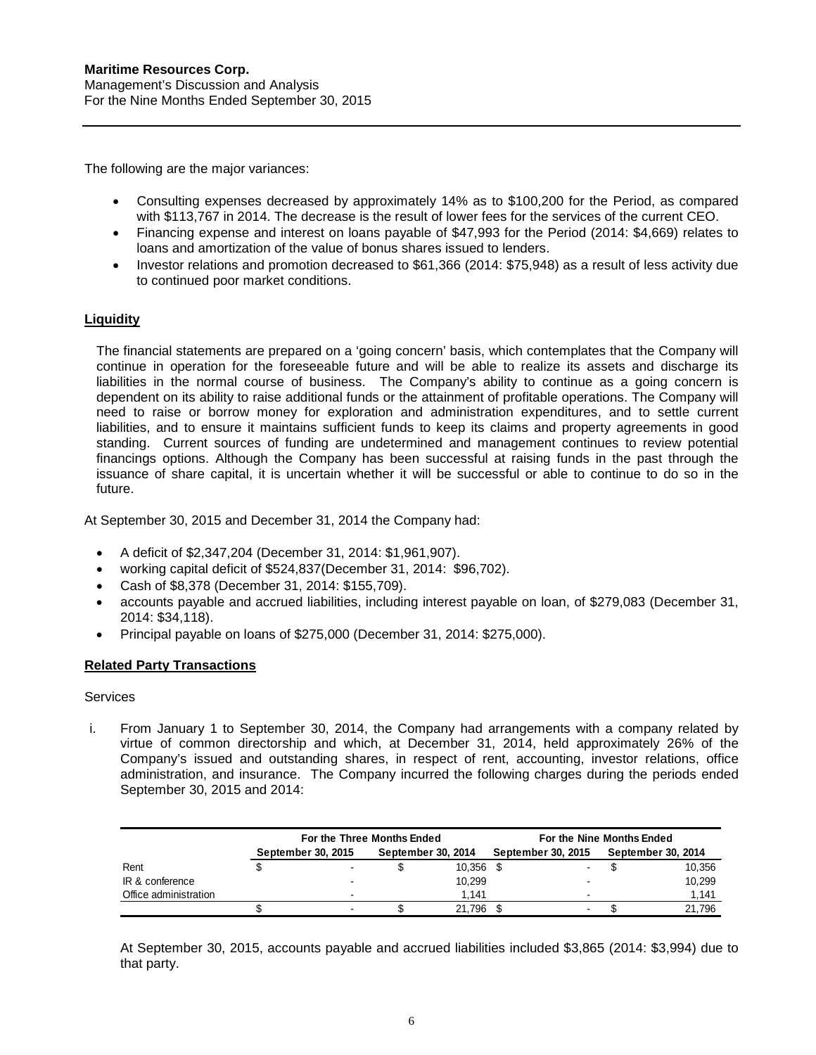The following are the major variances:

- Consulting expenses decreased by approximately 14% as to $100,200 for the Period, as compared with $113,767 in 2014. The decrease is the result of lower fees for the services of the current CEO.
- Financing expense and interest on loans payable of $47,993 for the Period (2014: $4,669) relates to loans and amortization of the value of bonus shares issued to lenders.
- Investor relations and promotion decreased to $61,366 (2014: $75,948) as a result of less activity due to continued poor market conditions.

## Liquidity

The financial statements are prepared on a 'going concern' basis, which contemplates that the Company will continue in operation for the foreseeable future and will be able to realize its assets and discharge its liabilities in the normal course of business. The Company's ability to continue as a going concern is dependent on its ability to raise additional funds or the attainment of profitable operations. The Company will need to raise or borrow money for exploration and administration expenditures, and to settle current liabilities, and to ensure it maintains sufficient funds to keep its claims and property agreements in good standing. Current sources of funding are undetermined and management continues to review potential financings options. Although the Company has been successful at raising funds in the past through the issuance of share capital, it is uncertain whether it will be successful or able to continue to do so in the future.

At September 30, 2015 and December 31, 2014 the Company had:

- A deficit of $2,347,204 (December 31, 2014: $1,961,907).
- working capital deficit of $524,837(December 31, 2014: $96,702).
- Cash of $8,378 (December 31, 2014: $155,709).
- accounts payable and accrued liabilities, including interest payable on loan, of $279,083 (December 31, 2014: $34,118).
- Principal payable on loans of $275,000 (December 31, 2014: $275,000).

## Related Party Transactions

Services

i. From January 1 to September 30, 2014, the Company had arrangements with a company related by virtue of common directorship and which, at December 31, 2014, held approximately 26% of the Company's issued and outstanding shares, in respect of rent, accounting, investor relations, office administration, and insurance. The Company incurred the following charges during the periods ended September 30, 2015 and 2014:

| | For the Three Months Ended | | For the Nine Months Ended | |
|---|---|---|---|---|
| | September 30, 2015 | September 30, 2014 | September 30, 2015 | September 30, 2014 |
| Rent | $ - | $ 10,356 | $ - | $ 10,356 |
| IR & conference | - | 10,299 | - | 10,299 |
| Office administration | - | 1,141 | - | 1,141 |
| | $ - | $ 21,796 | $ - | $ 21,796 |

At September 30, 2015, accounts payable and accrued liabilities included $3,865 (2014: $3,994) due to that party.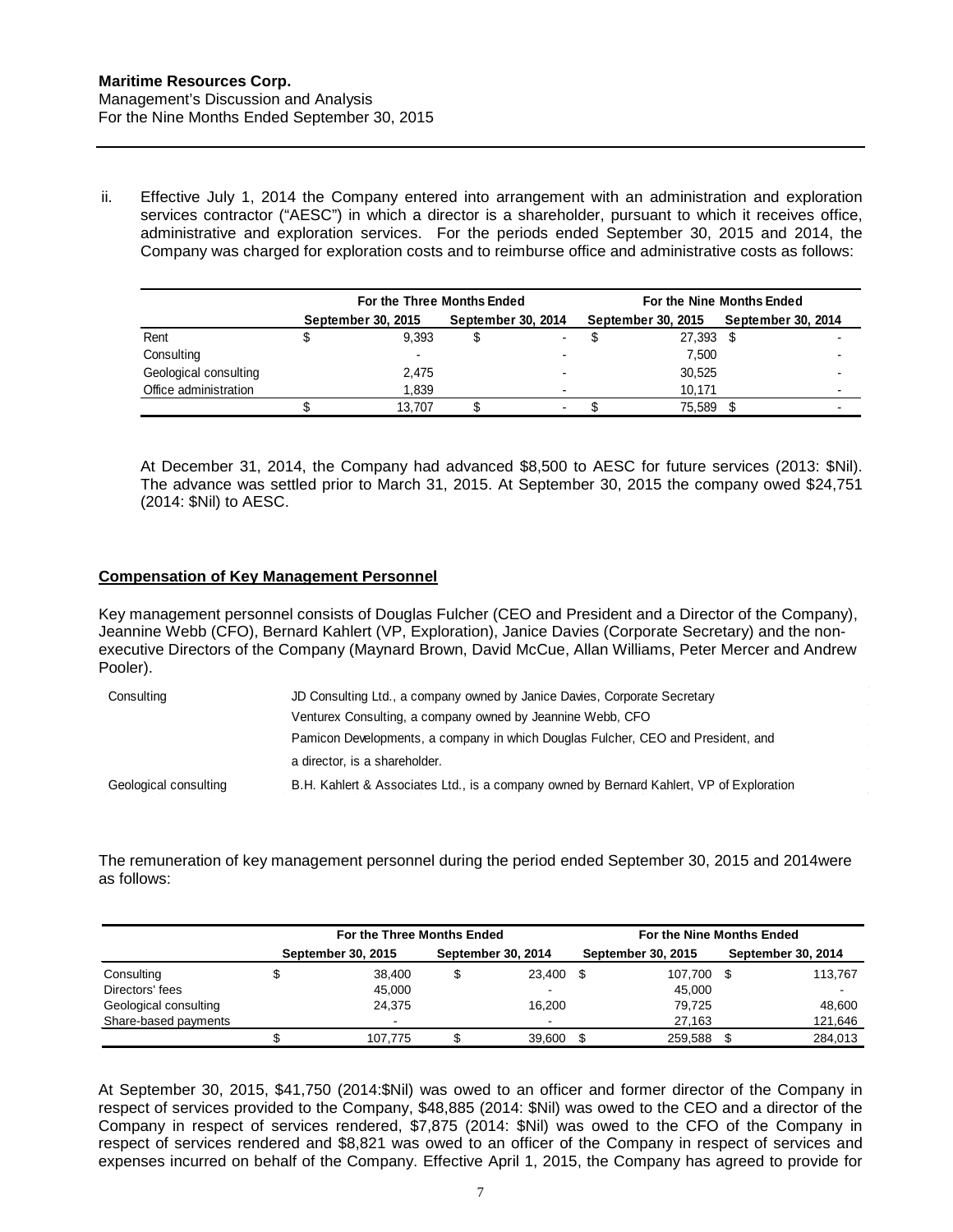ii. Effective July 1, 2014 the Company entered into arrangement with an administration and exploration services contractor ("AESC") in which a director is a shareholder, pursuant to which it receives office, administrative and exploration services. For the periods ended September 30, 2015 and 2014, the Company was charged for exploration costs and to reimburse office and administrative costs as follows:

| | For the Three Months Ended | | For the Nine Months Ended | |
|---|---|---|---|---|
| | September 30, 2015 | September 30, 2014 | September 30, 2015 | September 30, 2014 |
| Rent | $ 9,393 | $ - | $ 27,393 | $ - |
| Consulting | - | - | 7,500 | - |
| Geological consulting | 2,475 | - | 30,525 | - |
| Office administration | 1,839 | - | 10,171 | - |
| | $ 13,707 | $ - | $ 75,589 | $ - |

At December 31, 2014, the Company had advanced $8,500 to AESC for future services (2013: $Nil). The advance was settled prior to March 31, 2015. At September 30, 2015 the company owed $24,751 (2014: $Nil) to AESC.

**Compensation of Key Management Personnel**

Key management personnel consists of Douglas Fulcher (CEO and President and a Director of the Company), Jeannine Webb (CFO), Bernard Kahlert (VP, Exploration), Janice Davies (Corporate Secretary) and the non-executive Directors of the Company (Maynard Brown, David McCue, Allan Williams, Peter Mercer and Andrew Pooler).

| | |
|---|---|
| Consulting | JD Consulting Ltd., a company owned by Janice Davies, Corporate Secretary |
| | Venturex Consulting, a company owned by Jeannine Webb, CFO |
| | Pamicon Developments, a company in which Douglas Fulcher, CEO and President, and a director, is a shareholder. |
| Geological consulting | B.H. Kahlert & Associates Ltd., is a company owned by Bernard Kahlert, VP of Exploration |

The remuneration of key management personnel during the period ended September 30, 2015 and 2014were as follows:

| | For the Three Months Ended | | For the Nine Months Ended | |
|---|---|---|---|---|
| | September 30, 2015 | September 30, 2014 | September 30, 2015 | September 30, 2014 |
| Consulting | $ 38,400 | $ 23,400 | $ 107,700 | $ 113,767 |
| Directors' fees | 45,000 | - | 45,000 | - |
| Geological consulting | 24,375 | 16,200 | 79,725 | 48,600 |
| Share-based payments | - | - | 27,163 | 121,646 |
| | $ 107,775 | $ 39,600 | $ 259,588 | $ 284,013 |

At September 30, 2015, $41,750 (2014:$Nil) was owed to an officer and former director of the Company in respect of services provided to the Company, $48,885 (2014: $Nil) was owed to the CEO and a director of the Company in respect of services rendered, $7,875 (2014: $Nil) was owed to the CFO of the Company in respect of services rendered and $8,821 was owed to an officer of the Company in respect of services and expenses incurred on behalf of the Company. Effective April 1, 2015, the Company has agreed to provide for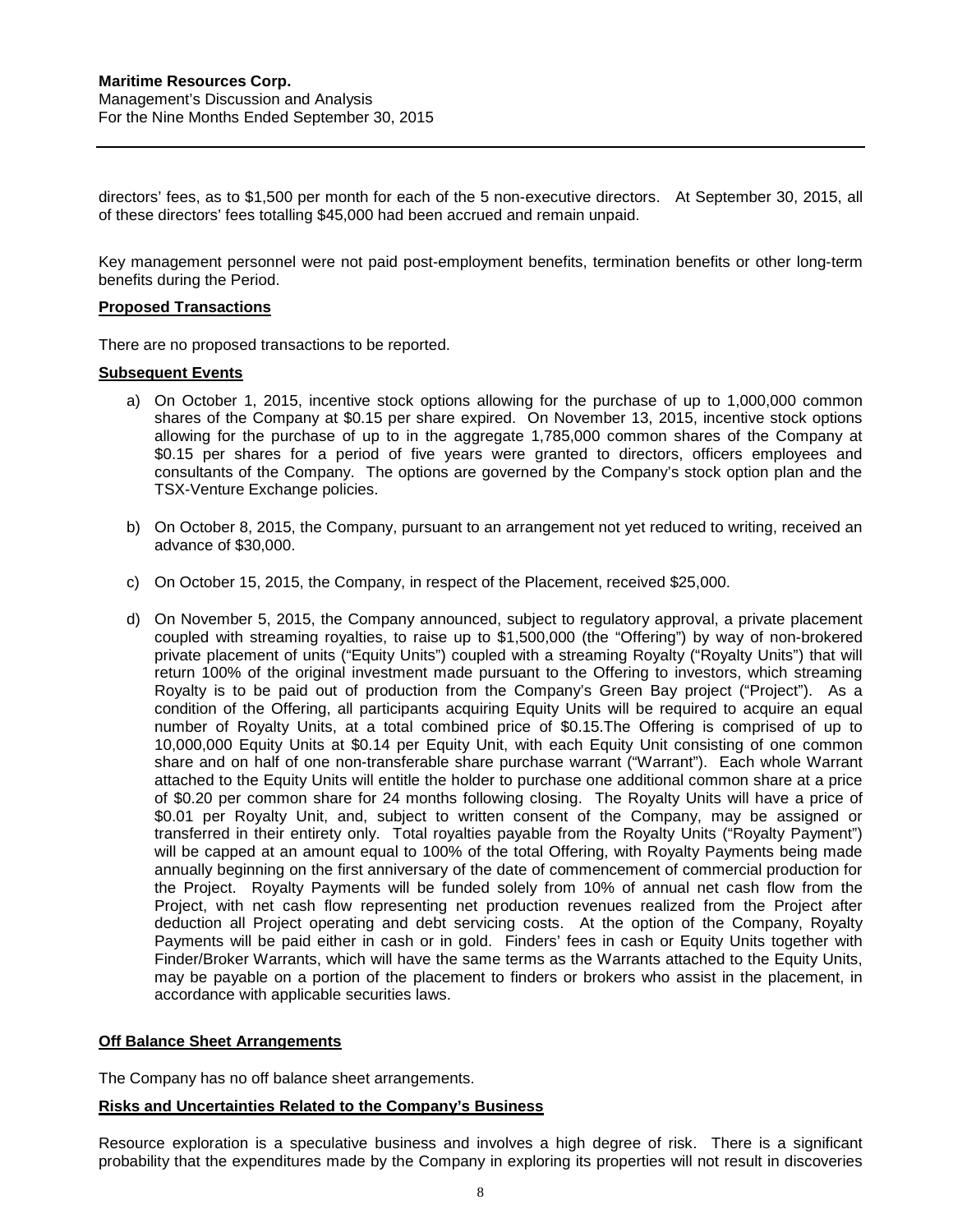directors' fees, as to $1,500 per month for each of the 5 non-executive directors. At September 30, 2015, all of these directors' fees totalling $45,000 had been accrued and remain unpaid.

Key management personnel were not paid post-employment benefits, termination benefits or other long-term benefits during the Period.

**Proposed Transactions**

There are no proposed transactions to be reported.

**Subsequent Events**

a) On October 1, 2015, incentive stock options allowing for the purchase of up to 1,000,000 common shares of the Company at $0.15 per share expired. On November 13, 2015, incentive stock options allowing for the purchase of up to in the aggregate 1,785,000 common shares of the Company at $0.15 per shares for a period of five years were granted to directors, officers employees and consultants of the Company. The options are governed by the Company's stock option plan and the TSX-Venture Exchange policies.

b) On October 8, 2015, the Company, pursuant to an arrangement not yet reduced to writing, received an advance of $30,000.

c) On October 15, 2015, the Company, in respect of the Placement, received $25,000.

d) On November 5, 2015, the Company announced, subject to regulatory approval, a private placement coupled with streaming royalties, to raise up to $1,500,000 (the "Offering") by way of non-brokered private placement of units ("Equity Units") coupled with a streaming Royalty ("Royalty Units") that will return 100% of the original investment made pursuant to the Offering to investors, which streaming Royalty is to be paid out of production from the Company's Green Bay project ("Project"). As a condition of the Offering, all participants acquiring Equity Units will be required to acquire an equal number of Royalty Units, at a total combined price of $0.15.The Offering is comprised of up to 10,000,000 Equity Units at $0.14 per Equity Unit, with each Equity Unit consisting of one common share and on half of one non-transferable share purchase warrant ("Warrant"). Each whole Warrant attached to the Equity Units will entitle the holder to purchase one additional common share at a price of $0.20 per common share for 24 months following closing. The Royalty Units will have a price of $0.01 per Royalty Unit, and, subject to written consent of the Company, may be assigned or transferred in their entirety only. Total royalties payable from the Royalty Units ("Royalty Payment") will be capped at an amount equal to 100% of the total Offering, with Royalty Payments being made annually beginning on the first anniversary of the date of commencement of commercial production for the Project. Royalty Payments will be funded solely from 10% of annual net cash flow from the Project, with net cash flow representing net production revenues realized from the Project after deduction all Project operating and debt servicing costs. At the option of the Company, Royalty Payments will be paid either in cash or in gold. Finders' fees in cash or Equity Units together with Finder/Broker Warrants, which will have the same terms as the Warrants attached to the Equity Units, may be payable on a portion of the placement to finders or brokers who assist in the placement, in accordance with applicable securities laws.

**Off Balance Sheet Arrangements**

The Company has no off balance sheet arrangements.

**Risks and Uncertainties Related to the Company's Business**

Resource exploration is a speculative business and involves a high degree of risk. There is a significant probability that the expenditures made by the Company in exploring its properties will not result in discoveries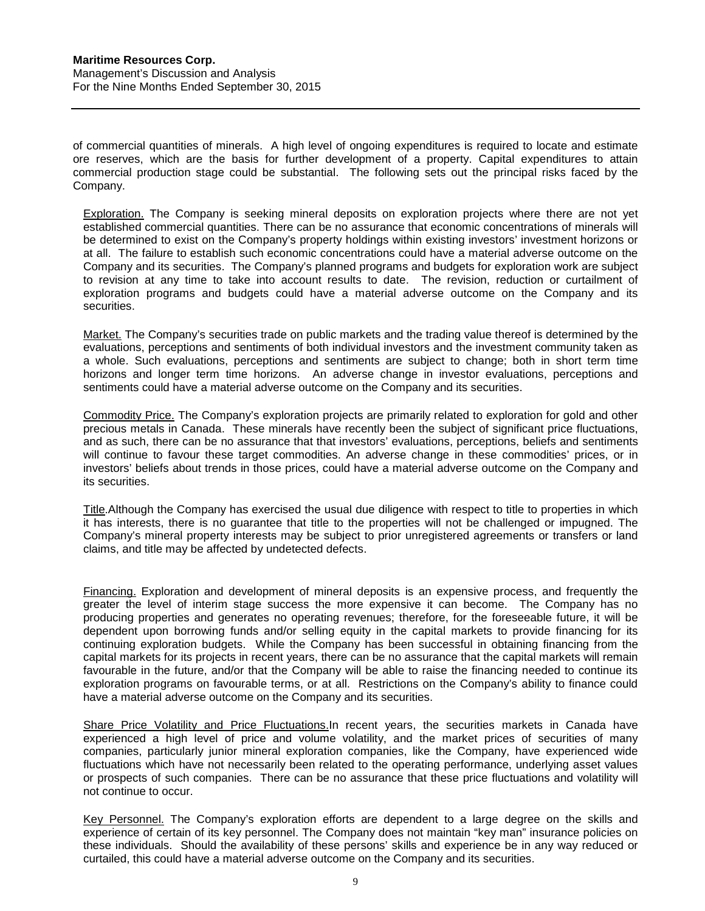of commercial quantities of minerals. A high level of ongoing expenditures is required to locate and estimate ore reserves, which are the basis for further development of a property. Capital expenditures to attain commercial production stage could be substantial. The following sets out the principal risks faced by the Company.

Exploration. The Company is seeking mineral deposits on exploration projects where there are not yet established commercial quantities. There can be no assurance that economic concentrations of minerals will be determined to exist on the Company's property holdings within existing investors' investment horizons or at all. The failure to establish such economic concentrations could have a material adverse outcome on the Company and its securities. The Company's planned programs and budgets for exploration work are subject to revision at any time to take into account results to date. The revision, reduction or curtailment of exploration programs and budgets could have a material adverse outcome on the Company and its securities.

Market. The Company's securities trade on public markets and the trading value thereof is determined by the evaluations, perceptions and sentiments of both individual investors and the investment community taken as a whole. Such evaluations, perceptions and sentiments are subject to change; both in short term time horizons and longer term time horizons. An adverse change in investor evaluations, perceptions and sentiments could have a material adverse outcome on the Company and its securities.

Commodity Price. The Company's exploration projects are primarily related to exploration for gold and other precious metals in Canada. These minerals have recently been the subject of significant price fluctuations, and as such, there can be no assurance that that investors' evaluations, perceptions, beliefs and sentiments will continue to favour these target commodities. An adverse change in these commodities' prices, or in investors' beliefs about trends in those prices, could have a material adverse outcome on the Company and its securities.

Title.Although the Company has exercised the usual due diligence with respect to title to properties in which it has interests, there is no guarantee that title to the properties will not be challenged or impugned. The Company's mineral property interests may be subject to prior unregistered agreements or transfers or land claims, and title may be affected by undetected defects.

Financing. Exploration and development of mineral deposits is an expensive process, and frequently the greater the level of interim stage success the more expensive it can become. The Company has no producing properties and generates no operating revenues; therefore, for the foreseeable future, it will be dependent upon borrowing funds and/or selling equity in the capital markets to provide financing for its continuing exploration budgets. While the Company has been successful in obtaining financing from the capital markets for its projects in recent years, there can be no assurance that the capital markets will remain favourable in the future, and/or that the Company will be able to raise the financing needed to continue its exploration programs on favourable terms, or at all. Restrictions on the Company's ability to finance could have a material adverse outcome on the Company and its securities.

Share Price Volatility and Price Fluctuations.In recent years, the securities markets in Canada have experienced a high level of price and volume volatility, and the market prices of securities of many companies, particularly junior mineral exploration companies, like the Company, have experienced wide fluctuations which have not necessarily been related to the operating performance, underlying asset values or prospects of such companies. There can be no assurance that these price fluctuations and volatility will not continue to occur.

Key Personnel. The Company's exploration efforts are dependent to a large degree on the skills and experience of certain of its key personnel. The Company does not maintain "key man" insurance policies on these individuals. Should the availability of these persons' skills and experience be in any way reduced or curtailed, this could have a material adverse outcome on the Company and its securities.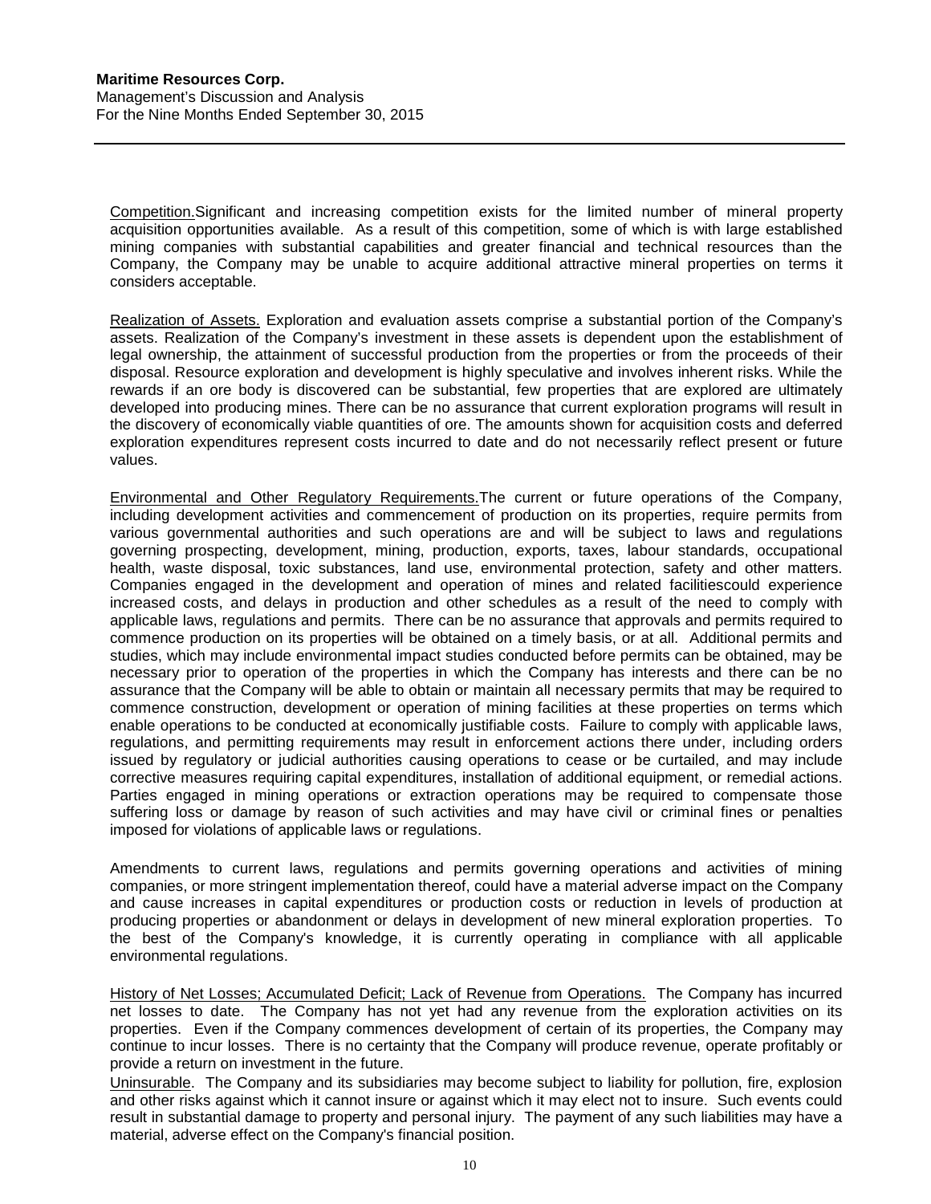Competition. Significant and increasing competition exists for the limited number of mineral property acquisition opportunities available. As a result of this competition, some of which is with large established mining companies with substantial capabilities and greater financial and technical resources than the Company, the Company may be unable to acquire additional attractive mineral properties on terms it considers acceptable.

Realization of Assets. Exploration and evaluation assets comprise a substantial portion of the Company's assets. Realization of the Company's investment in these assets is dependent upon the establishment of legal ownership, the attainment of successful production from the properties or from the proceeds of their disposal. Resource exploration and development is highly speculative and involves inherent risks. While the rewards if an ore body is discovered can be substantial, few properties that are explored are ultimately developed into producing mines. There can be no assurance that current exploration programs will result in the discovery of economically viable quantities of ore. The amounts shown for acquisition costs and deferred exploration expenditures represent costs incurred to date and do not necessarily reflect present or future values.

Environmental and Other Regulatory Requirements. The current or future operations of the Company, including development activities and commencement of production on its properties, require permits from various governmental authorities and such operations are and will be subject to laws and regulations governing prospecting, development, mining, production, exports, taxes, labour standards, occupational health, waste disposal, toxic substances, land use, environmental protection, safety and other matters. Companies engaged in the development and operation of mines and related facilitiescould experience increased costs, and delays in production and other schedules as a result of the need to comply with applicable laws, regulations and permits. There can be no assurance that approvals and permits required to commence production on its properties will be obtained on a timely basis, or at all. Additional permits and studies, which may include environmental impact studies conducted before permits can be obtained, may be necessary prior to operation of the properties in which the Company has interests and there can be no assurance that the Company will be able to obtain or maintain all necessary permits that may be required to commence construction, development or operation of mining facilities at these properties on terms which enable operations to be conducted at economically justifiable costs. Failure to comply with applicable laws, regulations, and permitting requirements may result in enforcement actions there under, including orders issued by regulatory or judicial authorities causing operations to cease or be curtailed, and may include corrective measures requiring capital expenditures, installation of additional equipment, or remedial actions. Parties engaged in mining operations or extraction operations may be required to compensate those suffering loss or damage by reason of such activities and may have civil or criminal fines or penalties imposed for violations of applicable laws or regulations.

Amendments to current laws, regulations and permits governing operations and activities of mining companies, or more stringent implementation thereof, could have a material adverse impact on the Company and cause increases in capital expenditures or production costs or reduction in levels of production at producing properties or abandonment or delays in development of new mineral exploration properties. To the best of the Company's knowledge, it is currently operating in compliance with all applicable environmental regulations.

History of Net Losses; Accumulated Deficit; Lack of Revenue from Operations. The Company has incurred net losses to date. The Company has not yet had any revenue from the exploration activities on its properties. Even if the Company commences development of certain of its properties, the Company may continue to incur losses. There is no certainty that the Company will produce revenue, operate profitably or provide a return on investment in the future.

Uninsurable. The Company and its subsidiaries may become subject to liability for pollution, fire, explosion and other risks against which it cannot insure or against which it may elect not to insure. Such events could result in substantial damage to property and personal injury. The payment of any such liabilities may have a material, adverse effect on the Company's financial position.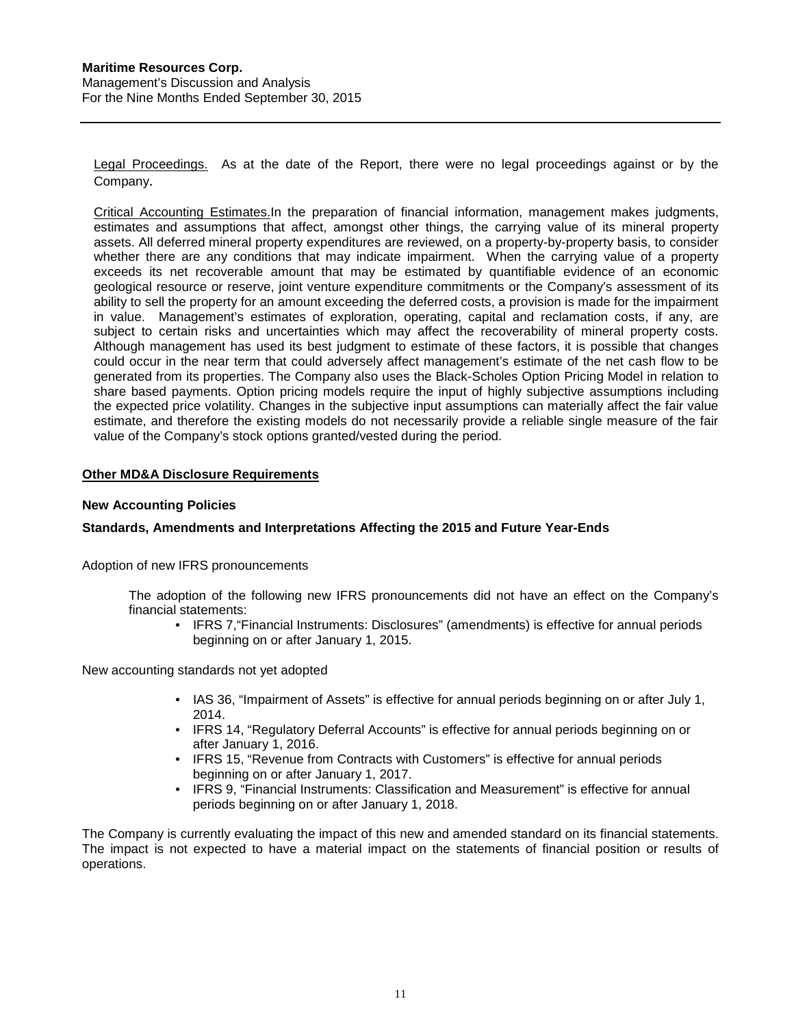Legal Proceedings. As at the date of the Report, there were no legal proceedings against or by the Company.

Critical Accounting Estimates. In the preparation of financial information, management makes judgments, estimates and assumptions that affect, amongst other things, the carrying value of its mineral property assets. All deferred mineral property expenditures are reviewed, on a property-by-property basis, to consider whether there are any conditions that may indicate impairment. When the carrying value of a property exceeds its net recoverable amount that may be estimated by quantifiable evidence of an economic geological resource or reserve, joint venture expenditure commitments or the Company's assessment of its ability to sell the property for an amount exceeding the deferred costs, a provision is made for the impairment in value. Management's estimates of exploration, operating, capital and reclamation costs, if any, are subject to certain risks and uncertainties which may affect the recoverability of mineral property costs. Although management has used its best judgment to estimate of these factors, it is possible that changes could occur in the near term that could adversely affect management's estimate of the net cash flow to be generated from its properties. The Company also uses the Black-Scholes Option Pricing Model in relation to share based payments. Option pricing models require the input of highly subjective assumptions including the expected price volatility. Changes in the subjective input assumptions can materially affect the fair value estimate, and therefore the existing models do not necessarily provide a reliable single measure of the fair value of the Company's stock options granted/vested during the period.

## Other MD&A Disclosure Requirements

### New Accounting Policies

### Standards, Amendments and Interpretations Affecting the 2015 and Future Year-Ends

Adoption of new IFRS pronouncements

The adoption of the following new IFRS pronouncements did not have an effect on the Company's financial statements:

- IFRS 7, "Financial Instruments: Disclosures" (amendments) is effective for annual periods beginning on or after January 1, 2015.

New accounting standards not yet adopted

- IAS 36, "Impairment of Assets" is effective for annual periods beginning on or after July 1, 2014.
- IFRS 14, "Regulatory Deferral Accounts" is effective for annual periods beginning on or after January 1, 2016.
- IFRS 15, "Revenue from Contracts with Customers" is effective for annual periods beginning on or after January 1, 2017.
- IFRS 9, "Financial Instruments: Classification and Measurement" is effective for annual periods beginning on or after January 1, 2018.

The Company is currently evaluating the impact of this new and amended standard on its financial statements. The impact is not expected to have a material impact on the statements of financial position or results of operations.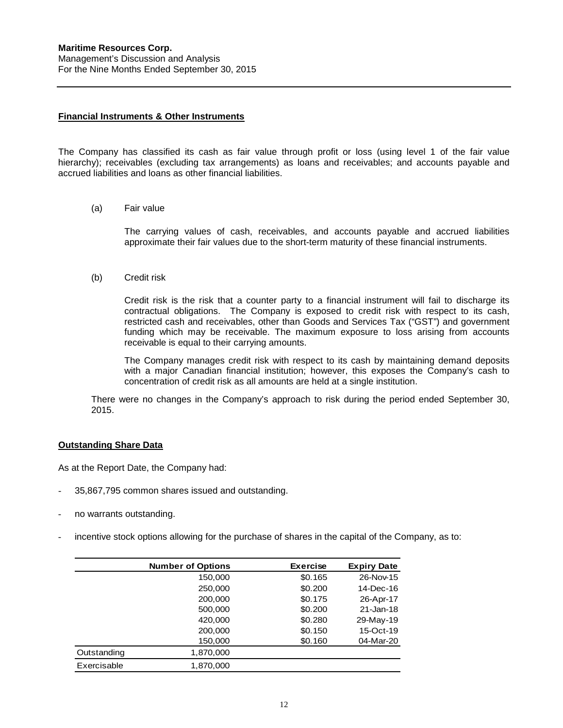## Financial Instruments & Other Instruments

The Company has classified its cash as fair value through profit or loss (using level 1 of the fair value hierarchy); receivables (excluding tax arrangements) as loans and receivables; and accounts payable and accrued liabilities and loans as other financial liabilities.

(a) Fair value

The carrying values of cash, receivables, and accounts payable and accrued liabilities approximate their fair values due to the short-term maturity of these financial instruments.

(b) Credit risk

Credit risk is the risk that a counter party to a financial instrument will fail to discharge its contractual obligations. The Company is exposed to credit risk with respect to its cash, restricted cash and receivables, other than Goods and Services Tax ("GST") and government funding which may be receivable. The maximum exposure to loss arising from accounts receivable is equal to their carrying amounts.

The Company manages credit risk with respect to its cash by maintaining demand deposits with a major Canadian financial institution; however, this exposes the Company's cash to concentration of credit risk as all amounts are held at a single institution.

There were no changes in the Company's approach to risk during the period ended September 30, 2015.

## Outstanding Share Data

As at the Report Date, the Company had:

- 35,867,795 common shares issued and outstanding.
- no warrants outstanding.
- incentive stock options allowing for the purchase of shares in the capital of the Company, as to:

| | Number of Options | Exercise | Expiry Date |
|---|---|---|---|
| | 150,000 | $0.165 | 26-Nov-15 |
| | 250,000 | $0.200 | 14-Dec-16 |
| | 200,000 | $0.175 | 26-Apr-17 |
| | 500,000 | $0.200 | 21-Jan-18 |
| | 420,000 | $0.280 | 29-May-19 |
| | 200,000 | $0.150 | 15-Oct-19 |
| | 150,000 | $0.160 | 04-Mar-20 |
| Outstanding | 1,870,000 | | |
| Exercisable | 1,870,000 | | |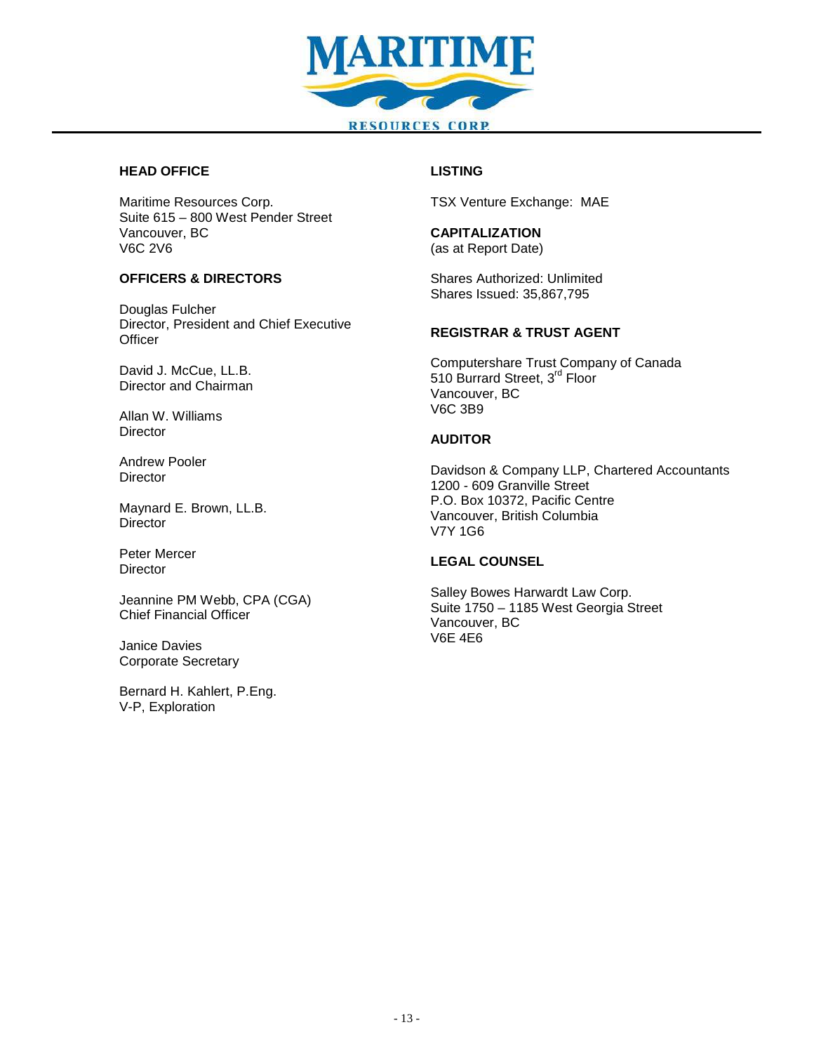MARITIME
RESOURCES CORP.

**HEAD OFFICE**

Maritime Resources Corp.
Suite 615 – 800 West Pender Street
Vancouver, BC
V6C 2V6

**OFFICERS & DIRECTORS**

Douglas Fulcher
Director, President and Chief Executive Officer

David J. McCue, LL.B.
Director and Chairman

Allan W. Williams
Director

Andrew Pooler
Director

Maynard E. Brown, LL.B.
Director

Peter Mercer
Director

Jeannine PM Webb, CPA (CGA)
Chief Financial Officer

Janice Davies
Corporate Secretary

Bernard H. Kahlert, P.Eng.
V-P, Exploration

**LISTING**

TSX Venture Exchange: MAE

**CAPITALIZATION**
(as at Report Date)

Shares Authorized: Unlimited
Shares Issued: 35,867,795

**REGISTRAR & TRUST AGENT**

Computershare Trust Company of Canada
510 Burrard Street, 3rd Floor
Vancouver, BC
V6C 3B9

**AUDITOR**

Davidson & Company LLP, Chartered Accountants
1200 - 609 Granville Street
P.O. Box 10372, Pacific Centre
Vancouver, British Columbia
V7Y 1G6

**LEGAL COUNSEL**

Salley Bowes Harwardt Law Corp.
Suite 1750 – 1185 West Georgia Street
Vancouver, BC
V6E 4E6